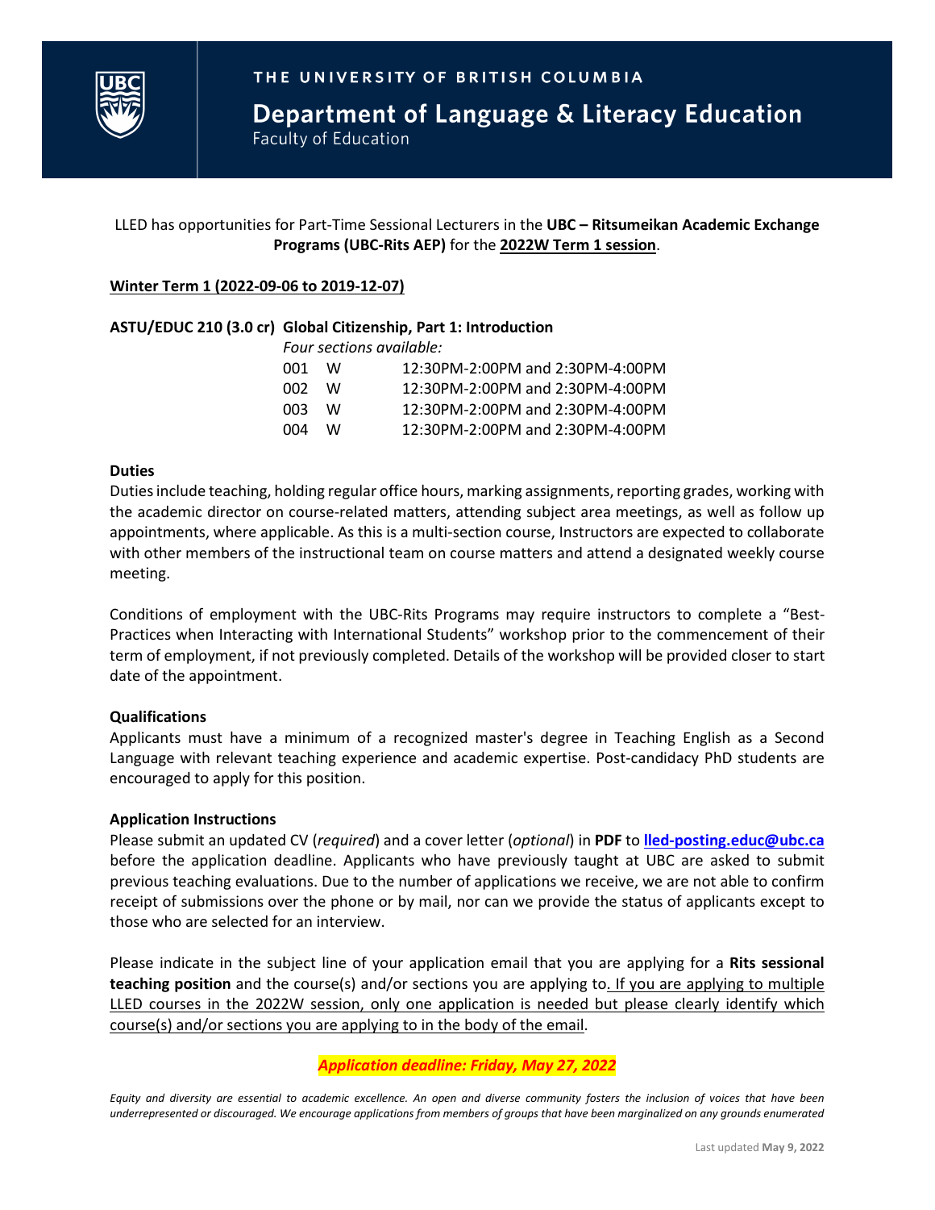THE UNIVERSITY OF BRITISH COLUMBIA

# Department of Language & Literacy Education

Faculty of Education

LLED has opportunities for Part-Time Sessional Lecturers in the **UBC – Ritsumeikan Academic Exchange Programs (UBC-Rits AEP)** for the **2022W Term 1 session**.

**Winter Term 1 (2022-09-06 to 2019-12-07)**

**ASTU/EDUC 210 (3.0 cr) Global Citizenship, Part 1: Introduction**

*Four sections available:*

| Section | Day | Time |
|---|---|---|
| 001 | W | 12:30PM-2:00PM and 2:30PM-4:00PM |
| 002 | W | 12:30PM-2:00PM and 2:30PM-4:00PM |
| 003 | W | 12:30PM-2:00PM and 2:30PM-4:00PM |
| 004 | W | 12:30PM-2:00PM and 2:30PM-4:00PM |

### Duties

Duties include teaching, holding regular office hours, marking assignments, reporting grades, working with the academic director on course-related matters, attending subject area meetings, as well as follow up appointments, where applicable. As this is a multi-section course, Instructors are expected to collaborate with other members of the instructional team on course matters and attend a designated weekly course meeting.

Conditions of employment with the UBC-Rits Programs may require instructors to complete a "Best-Practices when Interacting with International Students" workshop prior to the commencement of their term of employment, if not previously completed. Details of the workshop will be provided closer to start date of the appointment.

### Qualifications

Applicants must have a minimum of a recognized master's degree in Teaching English as a Second Language with relevant teaching experience and academic expertise. Post-candidacy PhD students are encouraged to apply for this position.

### Application Instructions

Please submit an updated CV (*required*) and a cover letter (*optional*) in **PDF** to **lled-posting.educ@ubc.ca** before the application deadline. Applicants who have previously taught at UBC are asked to submit previous teaching evaluations. Due to the number of applications we receive, we are not able to confirm receipt of submissions over the phone or by mail, nor can we provide the status of applicants except to those who are selected for an interview.

Please indicate in the subject line of your application email that you are applying for a **Rits sessional teaching position** and the course(s) and/or sections you are applying to. If you are applying to multiple LLED courses in the 2022W session, only one application is needed but please clearly identify which course(s) and/or sections you are applying to in the body of the email.

***Application deadline: Friday, May 27, 2022***

*Equity and diversity are essential to academic excellence. An open and diverse community fosters the inclusion of voices that have been underrepresented or discouraged. We encourage applications from members of groups that have been marginalized on any grounds enumerated*

Last updated **May 9, 2022**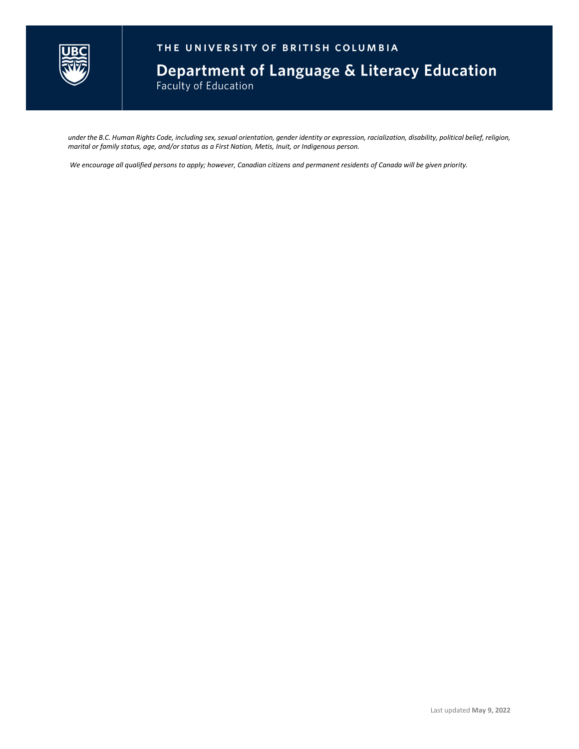*under the B.C. Human Rights Code, including sex, sexual orientation, gender identity or expression, racialization, disability, political belief, religion, marital or family status, age, and/or status as a First Nation, Metis, Inuit, or Indigenous person.*

*We encourage all qualified persons to apply; however, Canadian citizens and permanent residents of Canada will be given priority.*

Last updated **May 9, 2022**